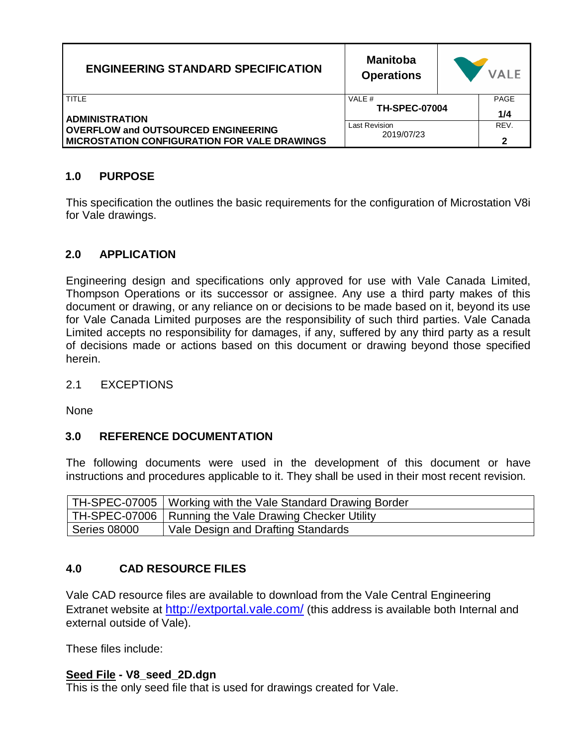| ENGINEERING STANDARD SPECIFICATION | Manitoba Operations | VALE | |
|---|---|---|---|
| TITLE<br><br>**ADMINISTRATION**<br>**OVERFLOW and OUTSOURCED ENGINEERING**<br>**MICROSTATION CONFIGURATION FOR VALE DRAWINGS** | VALE #<br>**TH-SPEC-07004** | | PAGE<br>**1/4** |
| | Last Revision<br>2019/07/23 | | REV.<br>**2** |

## 1.0 PURPOSE

This specification the outlines the basic requirements for the configuration of Microstation V8i for Vale drawings.

## 2.0 APPLICATION

Engineering design and specifications only approved for use with Vale Canada Limited, Thompson Operations or its successor or assignee. Any use a third party makes of this document or drawing, or any reliance on or decisions to be made based on it, beyond its use for Vale Canada Limited purposes are the responsibility of such third parties. Vale Canada Limited accepts no responsibility for damages, if any, suffered by any third party as a result of decisions made or actions based on this document or drawing beyond those specified herein.

### 2.1 EXCEPTIONS

None

## 3.0 REFERENCE DOCUMENTATION

The following documents were used in the development of this document or have instructions and procedures applicable to it. They shall be used in their most recent revision.

| | |
|---|---|
| TH-SPEC-07005 | Working with the Vale Standard Drawing Border |
| TH-SPEC-07006 | Running the Vale Drawing Checker Utility |
| Series 08000 | Vale Design and Drafting Standards |

## 4.0 CAD RESOURCE FILES

Vale CAD resource files are available to download from the Vale Central Engineering Extranet website at http://extportal.vale.com/ (this address is available both Internal and external outside of Vale).

These files include:

**Seed File - V8_seed_2D.dgn**
This is the only seed file that is used for drawings created for Vale.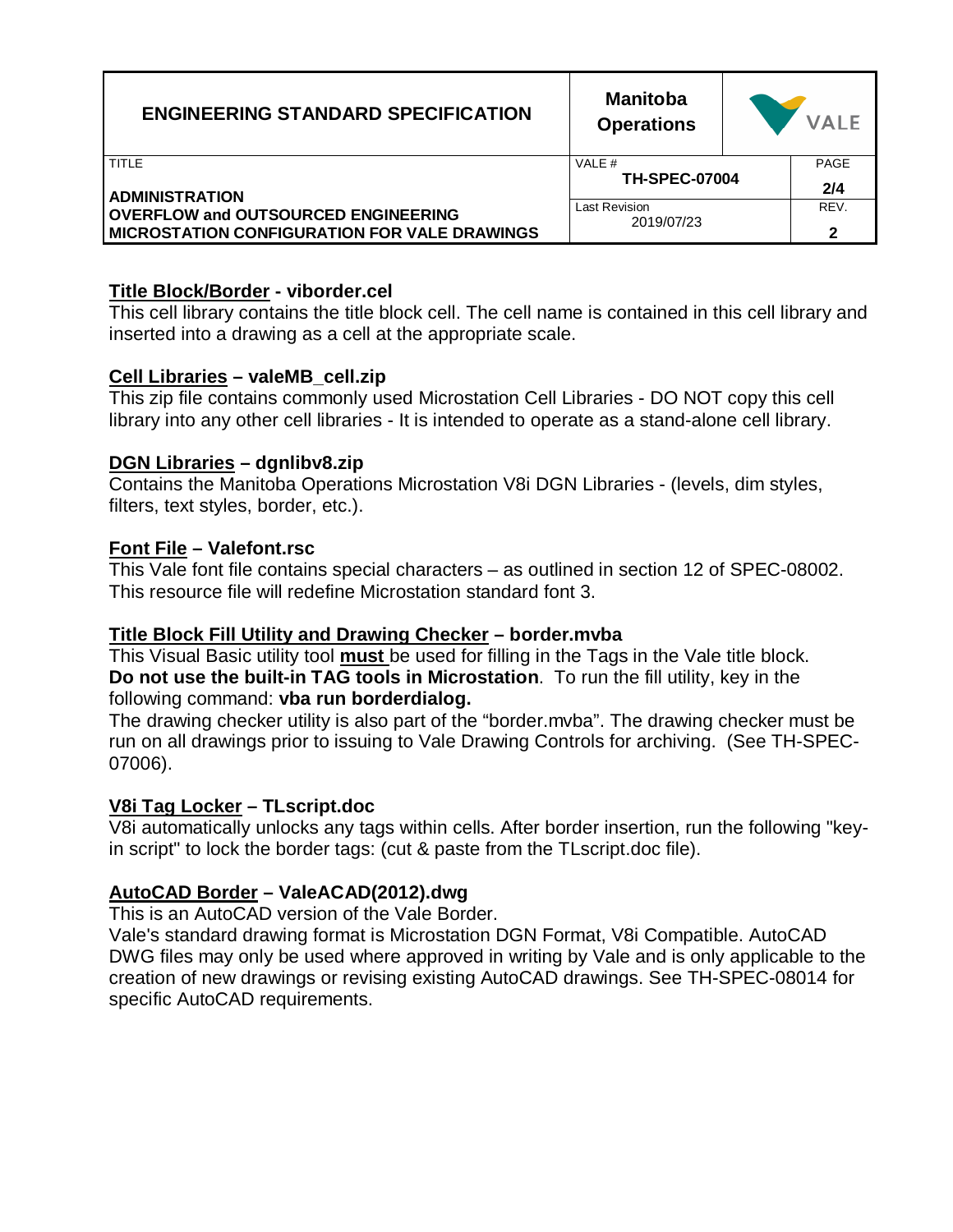**Title Block/Border - viborder.cel**
This cell library contains the title block cell. The cell name is contained in this cell library and inserted into a drawing as a cell at the appropriate scale.

**Cell Libraries – valeMB_cell.zip**
This zip file contains commonly used Microstation Cell Libraries - DO NOT copy this cell library into any other cell libraries - It is intended to operate as a stand-alone cell library.

**DGN Libraries – dgnlibv8.zip**
Contains the Manitoba Operations Microstation V8i DGN Libraries - (levels, dim styles, filters, text styles, border, etc.).

**Font File – Valefont.rsc**
This Vale font file contains special characters – as outlined in section 12 of SPEC-08002. This resource file will redefine Microstation standard font 3.

**Title Block Fill Utility and Drawing Checker – border.mvba**
This Visual Basic utility tool **must** be used for filling in the Tags in the Vale title block. **Do not use the built-in TAG tools in Microstation**. To run the fill utility, key in the following command: **vba run borderdialog.**
The drawing checker utility is also part of the "border.mvba". The drawing checker must be run on all drawings prior to issuing to Vale Drawing Controls for archiving. (See TH-SPEC-07006).

**V8i Tag Locker – TLscript.doc**
V8i automatically unlocks any tags within cells. After border insertion, run the following "key-in script" to lock the border tags: (cut & paste from the TLscript.doc file).

**AutoCAD Border – ValeACAD(2012).dwg**
This is an AutoCAD version of the Vale Border.
Vale's standard drawing format is Microstation DGN Format, V8i Compatible. AutoCAD DWG files may only be used where approved in writing by Vale and is only applicable to the creation of new drawings or revising existing AutoCAD drawings. See TH-SPEC-08014 for specific AutoCAD requirements.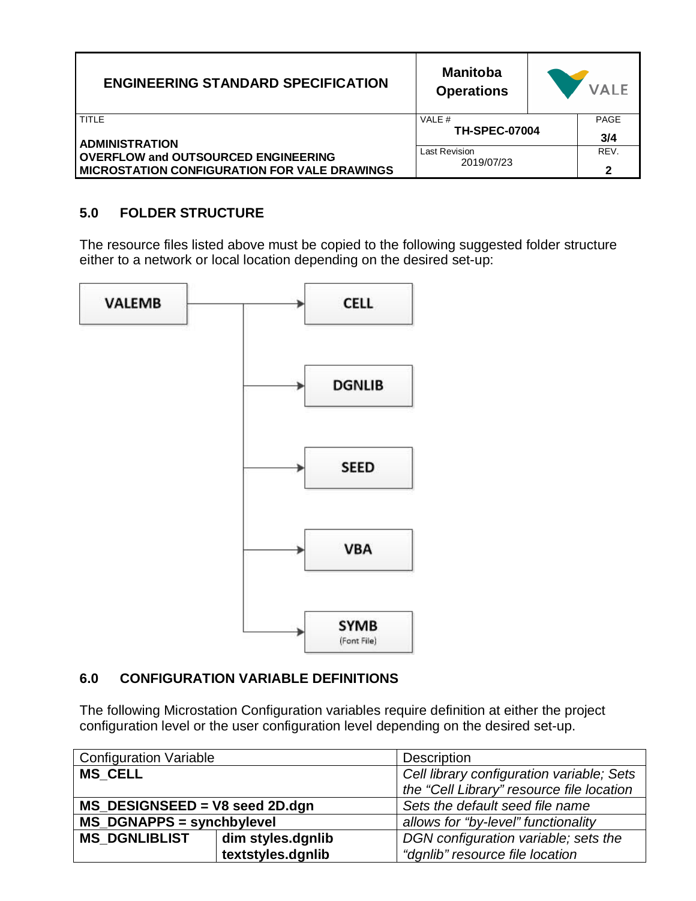## 5.0 FOLDER STRUCTURE

The resource files listed above must be copied to the following suggested folder structure either to a network or local location depending on the desired set-up:

- VALEMB
  - CELL
  - DGNLIB
  - SEED
  - VBA
  - SYMB (Font File)

## 6.0 CONFIGURATION VARIABLE DEFINITIONS

The following Microstation Configuration variables require definition at either the project configuration level or the user configuration level depending on the desired set-up.

| Configuration Variable | | Description |
|---|---|---|
| **MS_CELL** | | *Cell library configuration variable; Sets the “Cell Library” resource file location* |
| **MS_DESIGNSEED = V8 seed 2D.dgn** | | *Sets the default seed file name* |
| **MS_DGNAPPS = synchbylevel** | | *allows for “by-level” functionality* |
| **MS_DGNLIBLIST** | **dim styles.dgnlib**<br>**textstyles.dgnlib** | *DGN configuration variable; sets the “dgnlib” resource file location* |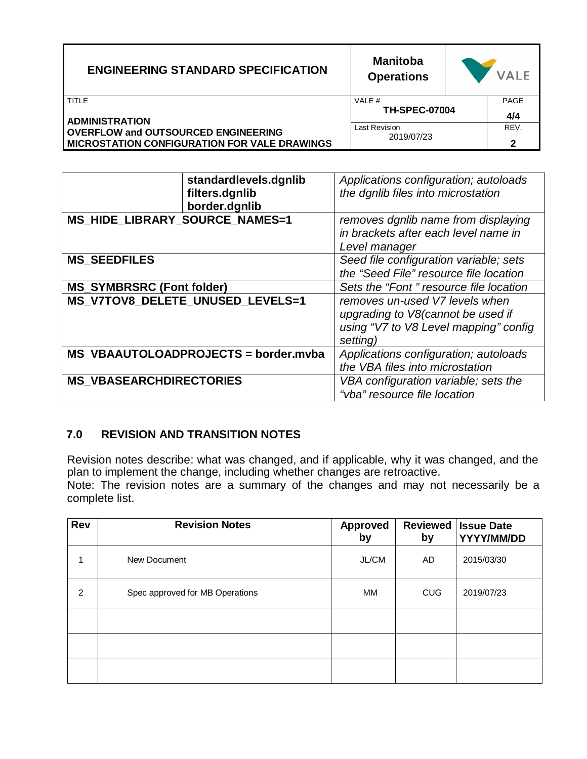| | | |
|---|---|---|
| | **standardlevels.dgnlib**<br>**filters.dgnlib**<br>**border.dgnlib** | *Applications configuration; autoloads the dgnlib files into microstation* |
| **MS_HIDE_LIBRARY_SOURCE_NAMES=1** | | *removes dgnlib name from displaying in brackets after each level name in Level manager* |
| **MS_SEEDFILES** | | *Seed file configuration variable; sets the "Seed File" resource file location* |
| **MS_SYMBRSRC (Font folder)** | | *Sets the "Font " resource file location* |
| **MS_V7TOV8_DELETE_UNUSED_LEVELS=1** | | *removes un-used V7 levels when upgrading to V8(cannot be used if using "V7 to V8 Level mapping" config setting)* |
| **MS_VBAAUTOLOADPROJECTS = border.mvba** | | *Applications configuration; autoloads the VBA files into microstation* |
| **MS_VBASEARCHDIRECTORIES** | | *VBA configuration variable; sets the "vba" resource file location* |

## 7.0 REVISION AND TRANSITION NOTES

Revision notes describe: what was changed, and if applicable, why it was changed, and the plan to implement the change, including whether changes are retroactive.
Note: The revision notes are a summary of the changes and may not necessarily be a complete list.

| Rev | Revision Notes | Approved by | Reviewed by | Issue Date YYYY/MM/DD |
|---|---|---|---|---|
| 1 | New Document | JL/CM | AD | 2015/03/30 |
| 2 | Spec approved for MB Operations | MM | CUG | 2019/07/23 |
| | | | | |
| | | | | |
| | | | | |